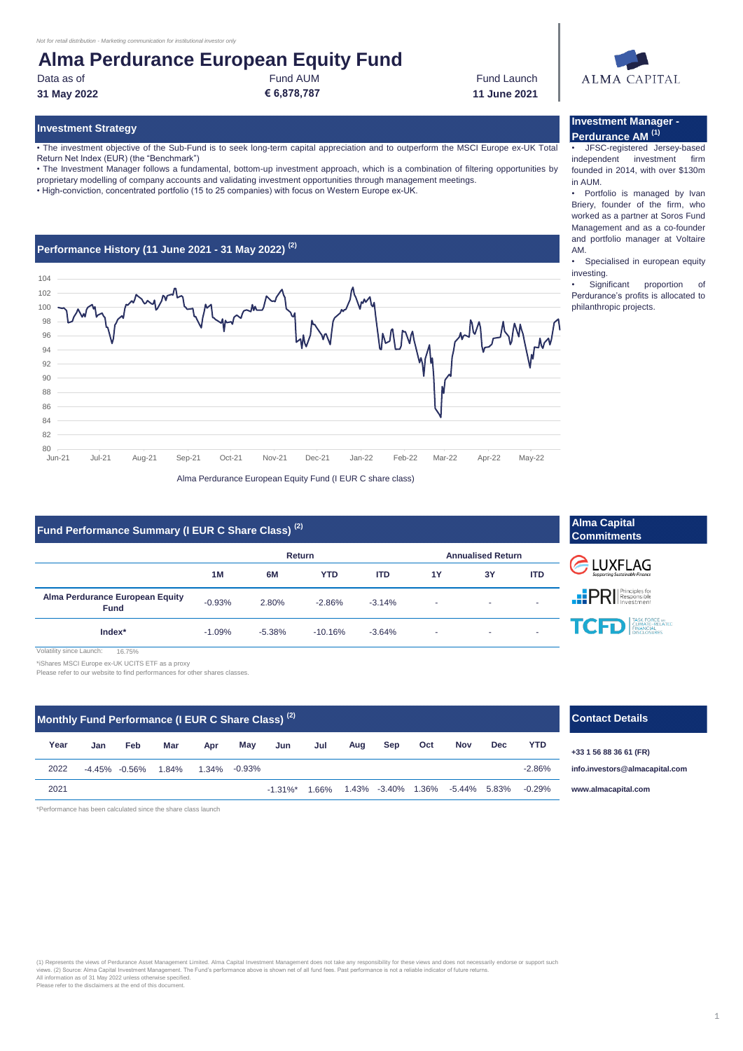*Not for retail distribution - Marketing communication for institutional investor only*

# Alma Perdurance European Equity Fund

| Data as of | Fund AUM | Fund Launch |
|---|---|---|
| **31 May 2022** | **€ 6,878,787** | **11 June 2021** |

ALMA CAPITAL

## Investment Strategy

• The investment objective of the Sub-Fund is to seek long-term capital appreciation and to outperform the MSCI Europe ex-UK Total Return Net Index (EUR) (the "Benchmark")

• The Investment Manager follows a fundamental, bottom-up investment approach, which is a combination of filtering opportunities by proprietary modelling of company accounts and validating investment opportunities through management meetings.

• High-conviction, concentrated portfolio (15 to 25 companies) with focus on Western Europe ex-UK.

## Investment Manager - Perdurance AM [1]

• JFSC-registered Jersey-based independent investment firm founded in 2014, with over $130m in AUM.

• Portfolio is managed by Ivan Briery, founder of the firm, who worked as a partner at Soros Fund Management and as a co-founder and portfolio manager at Voltaire AM.

• Specialised in european equity investing.

• Significant proportion of Perdurance's profits is allocated to philanthropic projects.

## Performance History (11 June 2021 - 31 May 2022) [2]

Alma Perdurance European Equity Fund (I EUR C share class)

## Fund Performance Summary (I EUR C Share Class) [2]

| | Return | | | | Annualised Return | | |
|---|---|---|---|---|---|---|---|
| | **1M** | **6M** | **YTD** | **ITD** | **1Y** | **3Y** | **ITD** |
| **Alma Perdurance European Equity Fund** | -0.93% | 2.80% | -2.86% | -3.14% | - | - | - |
| **Index*** | -1.09% | -5.38% | -10.16% | -3.64% | - | - | - |

Volatility since Launch: 16.75%

*iShares MSCI Europe ex-UK UCITS ETF as a proxy

Please refer to our website to find performances for other shares classes.

## Alma Capital Commitments

LUXFLAG – Supporting Sustainable Finance

PRI – Principles for Responsible Investment

TCFD – Task Force on Climate-Related Financial Disclosures

## Monthly Fund Performance (I EUR C Share Class) [2]

| Year | Jan | Feb | Mar | Apr | May | Jun | Jul | Aug | Sep | Oct | Nov | Dec | YTD |
|---|---|---|---|---|---|---|---|---|---|---|---|---|---|
| 2022 | -4.45% | -0.56% | 1.84% | 1.34% | -0.93% | | | | | | | | -2.86% |
| 2021 | | | | | | -1.31%* | 1.66% | 1.43% | -3.40% | 1.36% | -5.44% | 5.83% | -0.29% |

*Performance has been calculated since the share class launch

## Contact Details

**+33 1 56 88 36 61 (FR)**

**info.investors@almacapital.com**

**www.almacapital.com**

(1) Represents the views of Perdurance Asset Management Limited. Alma Capital Investment Management does not take any responsibility for these views and does not necessarily endorse or support such views. (2) Source: Alma Capital Investment Management. The Fund's performance above is shown net of all fund fees. Past performance is not a reliable indicator of future returns.
All information as of 31 May 2022 unless otherwise specified.
Please refer to the disclaimers at the end of this document.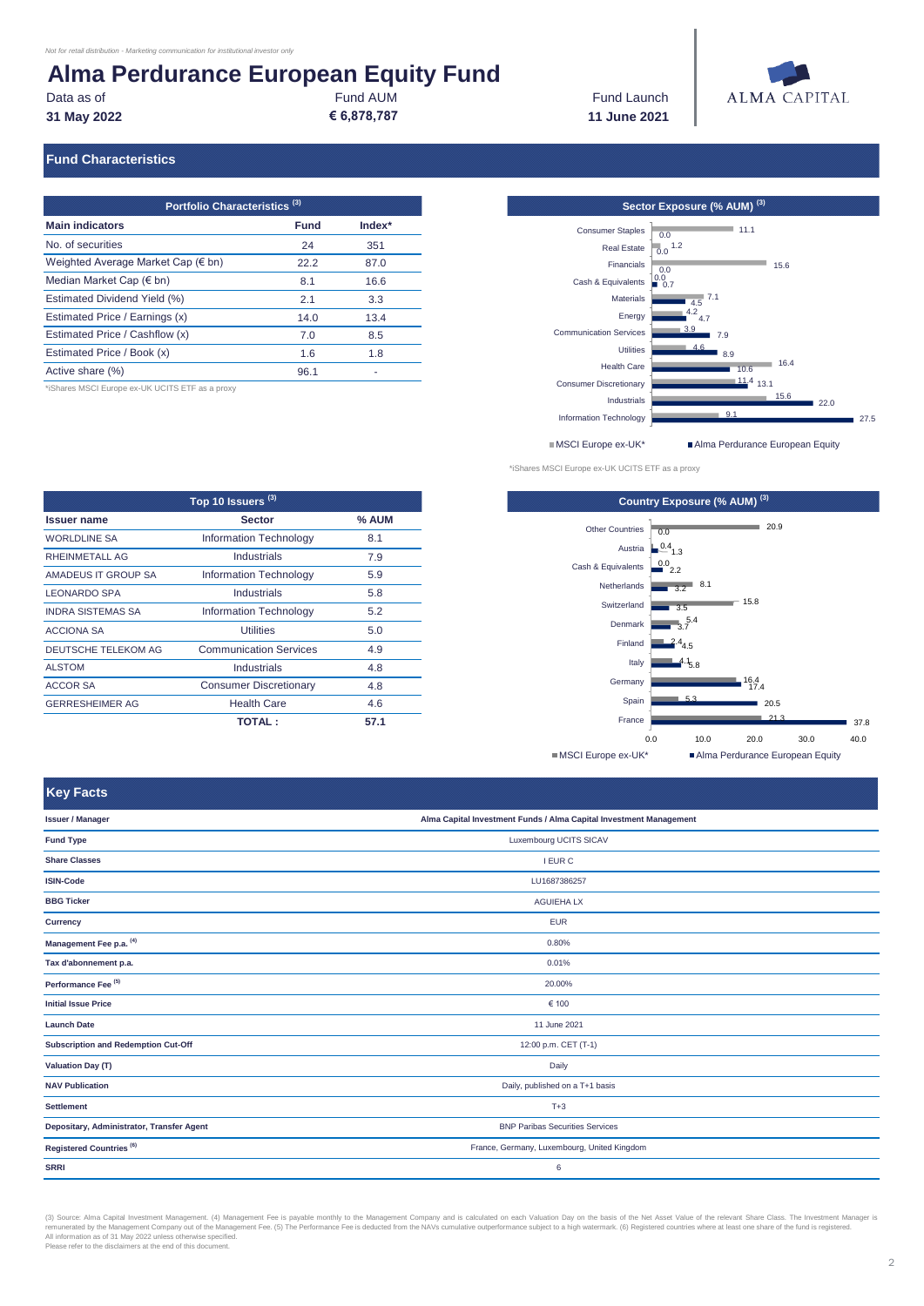*Not for retail distribution - Marketing communication for institutional investor only*

# Alma Perdurance European Equity Fund

| Data as of | Fund AUM | Fund Launch |
|---|---|---|
| **31 May 2022** | **€ 6,878,787** | **11 June 2021** |

ALMA CAPITAL

## Fund Characteristics

### Portfolio Characteristics [3]

| Main indicators | Fund | Index* |
|---|---|---|
| No. of securities | 24 | 351 |
| Weighted Average Market Cap (€ bn) | 22.2 | 87.0 |
| Median Market Cap (€ bn) | 8.1 | 16.6 |
| Estimated Dividend Yield (%) | 2.1 | 3.3 |
| Estimated Price / Earnings (x) | 14.0 | 13.4 |
| Estimated Price / Cashflow (x) | 7.0 | 8.5 |
| Estimated Price / Book (x) | 1.6 | 1.8 |
| Active share (%) | 96.1 | - |

*iShares MSCI Europe ex-UK UCITS ETF as a proxy

### Sector Exposure (% AUM) [3]

| Sector | MSCI Europe ex-UK* | Alma Perdurance European Equity |
|---|---|---|
| Consumer Staples | 11.1 | 0.0 |
| Real Estate | 1.2 | 0.0 |
| Financials | 15.6 | 0.0 |
| Cash & Equivalents | 0.0 | 0.7 |
| Materials | 7.1 | 4.5 |
| Energy | 4.2 | 4.7 |
| Communication Services | 3.9 | 7.9 |
| Utilities | 4.6 | 8.9 |
| Health Care | 16.4 | 10.6 |
| Consumer Discretionary | 11.4 | 13.1 |
| Industrials | 15.6 | 22.0 |
| Information Technology | 9.1 | 27.5 |

*iShares MSCI Europe ex-UK UCITS ETF as a proxy

### Top 10 Issuers [3]

| Issuer name | Sector | % AUM |
|---|---|---|
| WORLDLINE SA | Information Technology | 8.1 |
| RHEINMETALL AG | Industrials | 7.9 |
| AMADEUS IT GROUP SA | Information Technology | 5.9 |
| LEONARDO SPA | Industrials | 5.8 |
| INDRA SISTEMAS SA | Information Technology | 5.2 |
| ACCIONA SA | Utilities | 5.0 |
| DEUTSCHE TELEKOM AG | Communication Services | 4.9 |
| ALSTOM | Industrials | 4.8 |
| ACCOR SA | Consumer Discretionary | 4.8 |
| GERRESHEIMER AG | Health Care | 4.6 |
| | **TOTAL :** | **57.1** |

### Country Exposure (% AUM) [3]

| Country | MSCI Europe ex-UK* | Alma Perdurance European Equity |
|---|---|---|
| Other Countries | 20.9 | 0.0 |
| Austria | 0.4 | 1.3 |
| Cash & Equivalents | 0.0 | 2.2 |
| Netherlands | 8.1 | 3.2 |
| Switzerland | 15.8 | 3.5 |
| Denmark | 5.4 | 3.7 |
| Finland | 2.4 | 4.5 |
| Italy | 4.1 | 5.8 |
| Germany | 16.4 | 17.4 |
| Spain | 5.3 | 20.5 |
| France | 21.3 | 37.8 |

## Key Facts

| | |
|---|---|
| **Issuer / Manager** | **Alma Capital Investment Funds / Alma Capital Investment Management** |
| **Fund Type** | Luxembourg UCITS SICAV |
| **Share Classes** | I EUR C |
| **ISIN-Code** | LU1687386257 |
| **BBG Ticker** | AGUIEHA LX |
| **Currency** | EUR |
| **Management Fee p.a.** [4] | 0.80% |
| **Tax d'abonnement p.a.** | 0.01% |
| **Performance Fee** [5] | 20.00% |
| **Initial Issue Price** | € 100 |
| **Launch Date** | 11 June 2021 |
| **Subscription and Redemption Cut-Off** | 12:00 p.m. CET (T-1) |
| **Valuation Day (T)** | Daily |
| **NAV Publication** | Daily, published on a T+1 basis |
| **Settlement** | T+3 |
| **Depositary, Administrator, Transfer Agent** | BNP Paribas Securities Services |
| **Registered Countries** [6] | France, Germany, Luxembourg, United Kingdom |
| **SRRI** | 6 |

(3) Source: Alma Capital Investment Management. (4) Management Fee is payable monthly to the Management Company and is calculated on each Valuation Day on the basis of the Net Asset Value of the relevant Share Class. The Investment Manager is remunerated by the Management Company out of the Management Fee. (5) The Performance Fee is deducted from the NAVs cumulative outperformance subject to a high watermark. (6) Registered countries where at least one share of the fund is registered.
All information as of 31 May 2022 unless otherwise specified.
Please refer to the disclaimers at the end of this document.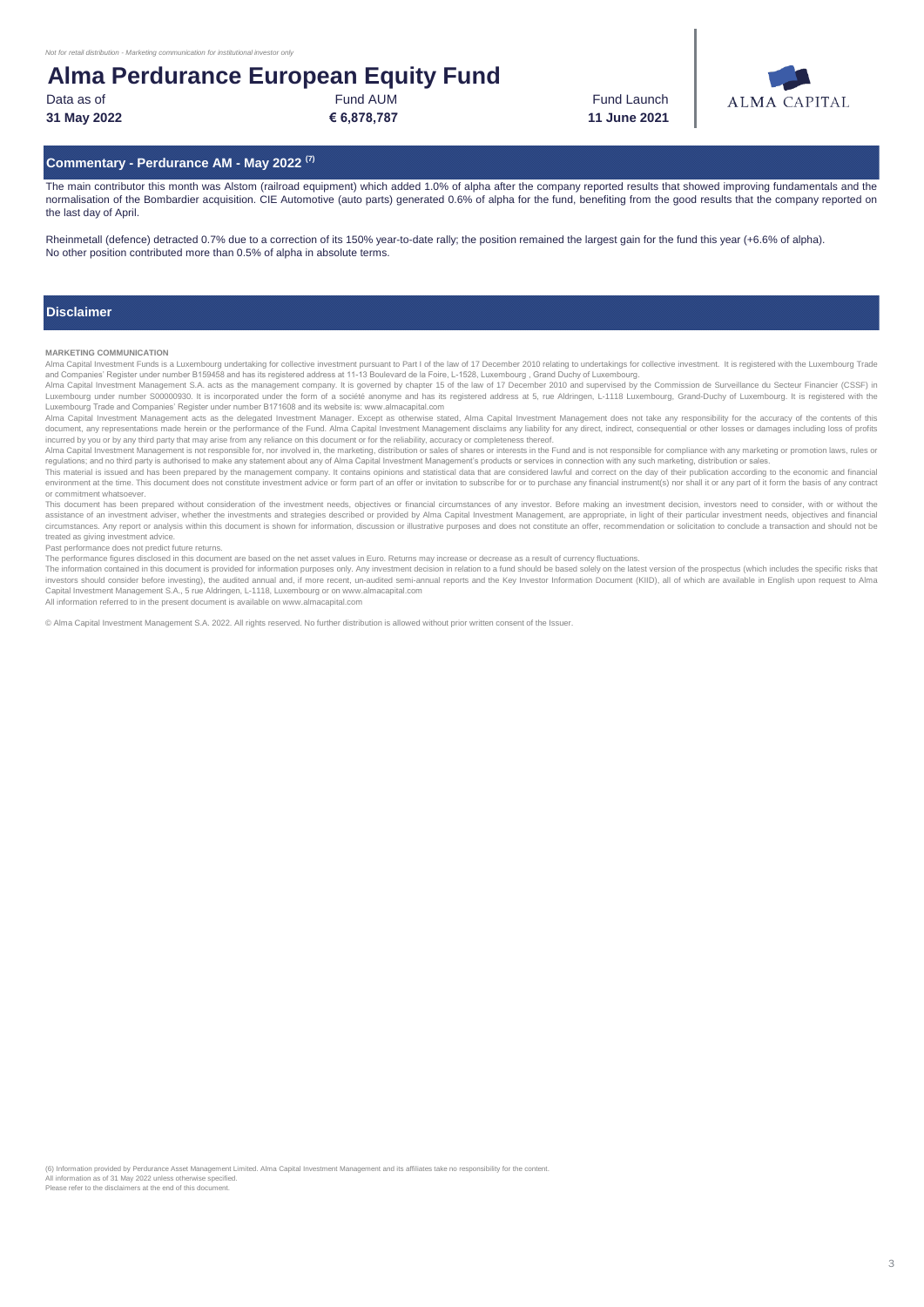*Not for retail distribution - Marketing communication for institutional investor only*

# Alma Perdurance European Equity Fund

| Data as of | Fund AUM | Fund Launch |
|---|---|---|
| **31 May 2022** | **€ 6,878,787** | **11 June 2021** |

ALMA CAPITAL

## Commentary - Perdurance AM - May 2022 [7]

The main contributor this month was Alstom (railroad equipment) which added 1.0% of alpha after the company reported results that showed improving fundamentals and the normalisation of the Bombardier acquisition. CIE Automotive (auto parts) generated 0.6% of alpha for the fund, benefiting from the good results that the company reported on the last day of April.

Rheinmetall (defence) detracted 0.7% due to a correction of its 150% year-to-date rally; the position remained the largest gain for the fund this year (+6.6% of alpha).
No other position contributed more than 0.5% of alpha in absolute terms.

## Disclaimer

**MARKETING COMMUNICATION**

Alma Capital Investment Funds is a Luxembourg undertaking for collective investment pursuant to Part I of the law of 17 December 2010 relating to undertakings for collective investment. It is registered with the Luxembourg Trade and Companies' Register under number B159458 and has its registered address at 11-13 Boulevard de la Foire, L-1528, Luxembourg , Grand Duchy of Luxembourg.

Alma Capital Investment Management S.A. acts as the management company. It is governed by chapter 15 of the law of 17 December 2010 and supervised by the Commission de Surveillance du Secteur Financier (CSSF) in Luxembourg under number S00000930. It is incorporated under the form of a société anonyme and has its registered address at 5, rue Aldringen, L-1118 Luxembourg, Grand-Duchy of Luxembourg. It is registered with the Luxembourg Trade and Companies' Register under number B171608 and its website is: www.almacapital.com

Alma Capital Investment Management acts as the delegated Investment Manager. Except as otherwise stated, Alma Capital Investment Management does not take any responsibility for the accuracy of the contents of this document, any representations made herein or the performance of the Fund. Alma Capital Investment Management disclaims any liability for any direct, indirect, consequential or other losses or damages including loss of profits incurred by you or by any third party that may arise from any reliance on this document or for the reliability, accuracy or completeness thereof.

Alma Capital Investment Management is not responsible for, nor involved in, the marketing, distribution or sales of shares or interests in the Fund and is not responsible for compliance with any marketing or promotion laws, rules or regulations; and no third party is authorised to make any statement about any of Alma Capital Investment Management's products or services in connection with any such marketing, distribution or sales.

This material is issued and has been prepared by the management company. It contains opinions and statistical data that are considered lawful and correct on the day of their publication according to the economic and financial environment at the time. This document does not constitute investment advice or form part of an offer or invitation to subscribe for or to purchase any financial instrument(s) nor shall it or any part of it form the basis of any contract or commitment whatsoever.

This document has been prepared without consideration of the investment needs, objectives or financial circumstances of any investor. Before making an investment decision, investors need to consider, with or without the assistance of an investment adviser, whether the investments and strategies described or provided by Alma Capital Investment Management, are appropriate, in light of their particular investment needs, objectives and financial circumstances. Any report or analysis within this document is shown for information, discussion or illustrative purposes and does not constitute an offer, recommendation or solicitation to conclude a transaction and should not be treated as giving investment advice.

Past performance does not predict future returns.

The performance figures disclosed in this document are based on the net asset values in Euro. Returns may increase or decrease as a result of currency fluctuations.

The information contained in this document is provided for information purposes only. Any investment decision in relation to a fund should be based solely on the latest version of the prospectus (which includes the specific risks that investors should consider before investing), the audited annual and, if more recent, un-audited semi-annual reports and the Key Investor Information Document (KIID), all of which are available in English upon request to Alma Capital Investment Management S.A., 5 rue Aldringen, L-1118, Luxembourg or on www.almacapital.com

All information referred to in the present document is available on www.almacapital.com

© Alma Capital Investment Management S.A. 2022. All rights reserved. No further distribution is allowed without prior written consent of the Issuer.

(6) Information provided by Perdurance Asset Management Limited. Alma Capital Investment Management and its affiliates take no responsibility for the content.
All information as of 31 May 2022 unless otherwise specified.
Please refer to the disclaimers at the end of this document.